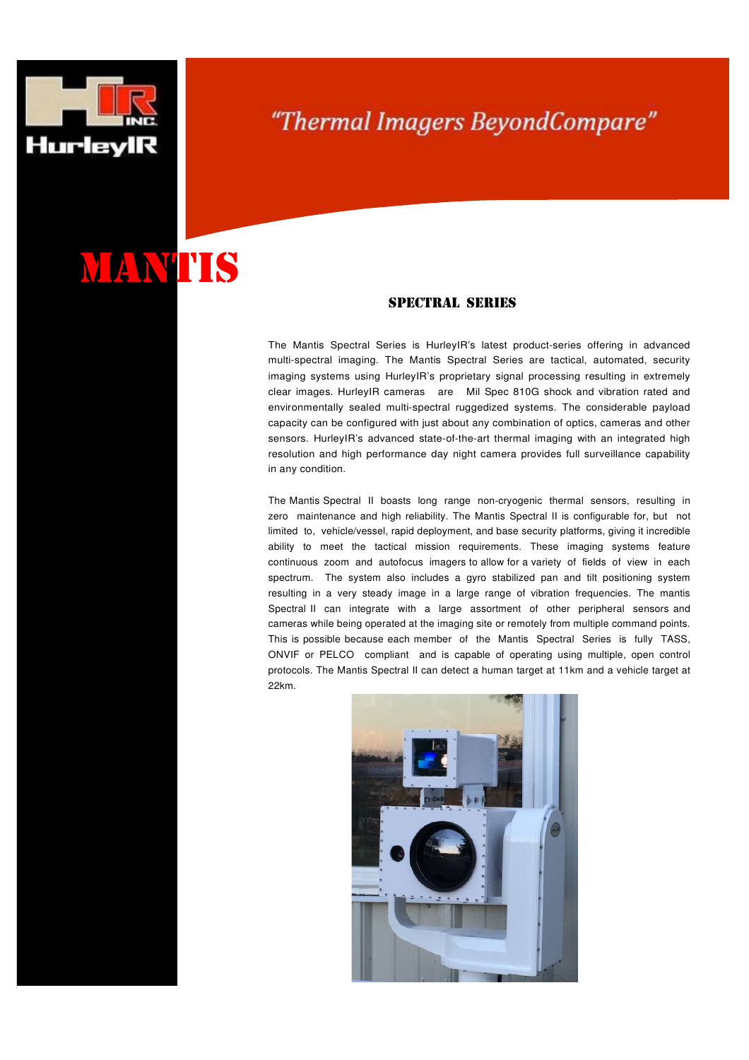HurleyIR

*"Thermal Imagers BeyondCompare"*

# MANTIS

## SPECTRAL SERIES

The Mantis Spectral Series is HurleyIR's latest product-series offering in advanced multi-spectral imaging. The Mantis Spectral Series are tactical, automated, security imaging systems using HurleyIR's proprietary signal processing resulting in extremely clear images. HurleyIR cameras are Mil Spec 810G shock and vibration rated and environmentally sealed multi-spectral ruggedized systems. The considerable payload capacity can be configured with just about any combination of optics, cameras and other sensors. HurleyIR's advanced state-of-the-art thermal imaging with an integrated high resolution and high performance day night camera provides full surveillance capability in any condition.

The Mantis Spectral II boasts long range non-cryogenic thermal sensors, resulting in zero maintenance and high reliability. The Mantis Spectral II is configurable for, but not limited to, vehicle/vessel, rapid deployment, and base security platforms, giving it incredible ability to meet the tactical mission requirements. These imaging systems feature continuous zoom and autofocus imagers to allow for a variety of fields of view in each spectrum. The system also includes a gyro stabilized pan and tilt positioning system resulting in a very steady image in a large range of vibration frequencies. The mantis Spectral II can integrate with a large assortment of other peripheral sensors and cameras while being operated at the imaging site or remotely from multiple command points. This is possible because each member of the Mantis Spectral Series is fully TASS, ONVIF or PELCO compliant and is capable of operating using multiple, open control protocols. The Mantis Spectral II can detect a human target at 11km and a vehicle target at 22km.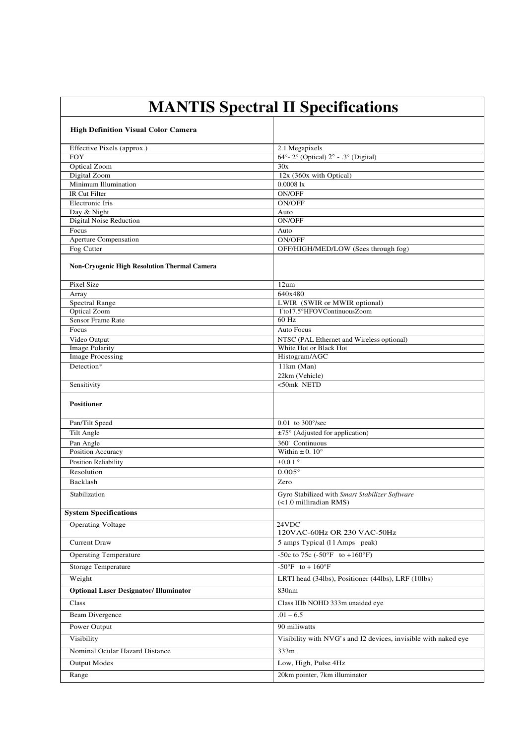# MANTIS Spectral II Specifications

| **High Definition Visual Color Camera** | |
|---|---|
| Effective Pixels (approx.) | 2.1 Megapixels |
| FOY | 64°- 2° (Optical) 2° - .3° (Digital) |
| Optical Zoom | 30x |
| Digital Zoom | 12x (360x with Optical) |
| Minimum Illumination | 0.0008 lx |
| IR Cut Filter | ON/OFF |
| Electronic Iris | ON/OFF |
| Day & Night | Auto |
| Digital Noise Reduction | ON/OFF |
| Focus | Auto |
| Aperture Compensation | ON/OFF |
| Fog Cutter | OFF/HIGH/MED/LOW (Sees through fog) |
| **Non-Cryogenic High Resolution Thermal Camera** | |
| Pixel Size | 12um |
| Array | 640x480 |
| Spectral Range | LWIR (SWIR or MWIR optional) |
| Optical Zoom | 1°to17.5°HFOVContinuousZoom |
| Sensor Frame Rate | 60 Hz |
| Focus | Auto Focus |
| Video Output | NTSC (PAL Ethernet and Wireless optional) |
| Image Polarity | White Hot or Black Hot |
| Image Processing | Histogram/AGC |
| Detection* | 11km (Man)<br>22km (Vehicle) |
| Sensitivity | <50mk NETD |
| **Positioner** | |
| Pan/Tilt Speed | 0.01 to 300°/sec |
| Tilt Angle | ±75° (Adjusted for application) |
| Pan Angle | 360' Continuous |
| Position Accuracy | Within ± 0. 10° |
| Position Reliability | ±0.0 1 ° |
| Resolution | 0.005° |
| Backlash | Zero |
| Stabilization | Gyro Stabilized with *Smart Stabilizer Software*<br>(<1.0 milliradian RMS) |
| **System Specifications** | |
| Operating Voltage | 24VDC<br>120VAC-60Hz OR 230 VAC-50Hz |
| Current Draw | 5 amps Typical (l1 Amps peak) |
| Operating Temperature | -50c to 75c (-50°F to +160°F) |
| Storage Temperature | -50°F to + 160°F |
| Weight | LRTI head (34lbs), Positioner (44lbs), LRF (10lbs) |
| **Optional Laser Designator/ Illuminator** | 830nm |
| Class | Class IIIb NOHD 333m unaided eye |
| Beam Divergence | .01 – 6.5 |
| Power Output | 90 miliwatts |
| Visibility | Visibility with NVG's and I2 devices, invisible with naked eye |
| Nominal Ocular Hazard Distance | 333m |
| Output Modes | Low, High, Pulse 4Hz |
| Range | 20km pointer, 7km illuminator |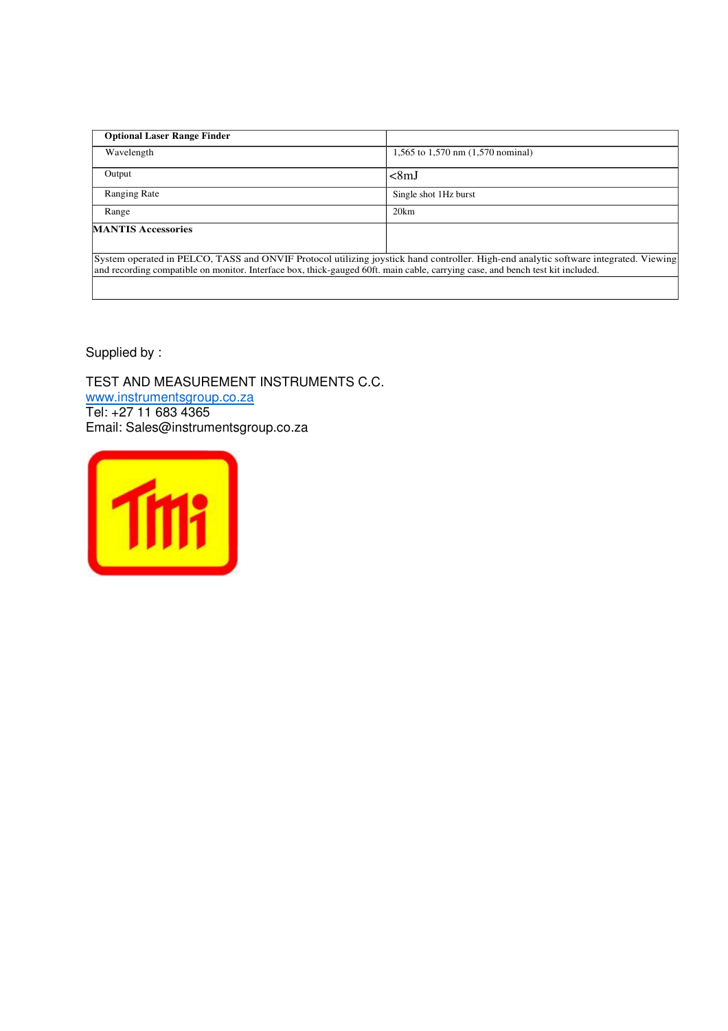| | |
|---|---|
| **Optional Laser Range Finder** | |
| Wavelength | 1,565 to 1,570 nm (1,570 nominal) |
| Output | <8mJ |
| Ranging Rate | Single shot 1Hz burst |
| Range | 20km |
| **MANTIS Accessories** | |
| System operated in PELCO, TASS and ONVIF Protocol utilizing joystick hand controller. High-end analytic software integrated. Viewing and recording compatible on monitor. Interface box, thick-gauged 60ft. main cable, carrying case, and bench test kit included. | |
| | |

Supplied by :

TEST AND MEASUREMENT INSTRUMENTS C.C.
www.instrumentsgroup.co.za
Tel: +27 11 683 4365
Email: Sales@instrumentsgroup.co.za

Tmi